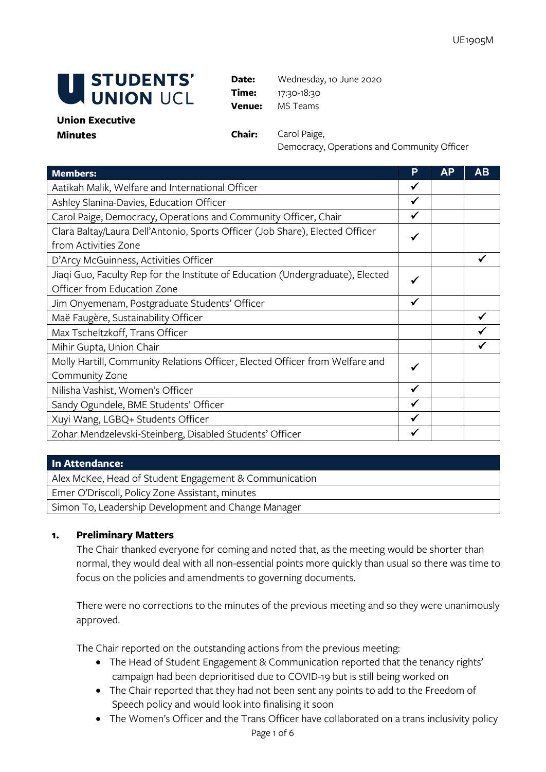UE1905M

# STUDENTS' UNION UCL

**Union Executive Minutes**

**Date:** Wednesday, 10 June 2020
**Time:** 17:30-18:30
**Venue:** MS Teams

**Chair:** Carol Paige, Democracy, Operations and Community Officer

| Members: | P | AP | AB |
|---|---|---|---|
| Aatikah Malik, Welfare and International Officer | ✓ | | |
| Ashley Slanina-Davies, Education Officer | ✓ | | |
| Carol Paige, Democracy, Operations and Community Officer, Chair | ✓ | | |
| Clara Baltay/Laura Dell'Antonio, Sports Officer (Job Share), Elected Officer from Activities Zone | ✓ | | |
| D'Arcy McGuinness, Activities Officer | | | ✓ |
| Jiaqi Guo, Faculty Rep for the Institute of Education (Undergraduate), Elected Officer from Education Zone | ✓ | | |
| Jim Onyemenam, Postgraduate Students' Officer | ✓ | | |
| Maë Faugère, Sustainability Officer | | | ✓ |
| Max Tscheltzkoff, Trans Officer | | | ✓ |
| Mihir Gupta, Union Chair | | | ✓ |
| Molly Hartill, Community Relations Officer, Elected Officer from Welfare and Community Zone | ✓ | | |
| Nilisha Vashist, Women's Officer | ✓ | | |
| Sandy Ogundele, BME Students' Officer | ✓ | | |
| Xuyi Wang, LGBQ+ Students Officer | ✓ | | |
| Zohar Mendzelevski-Steinberg, Disabled Students' Officer | ✓ | | |

| In Attendance: |
|---|
| Alex McKee, Head of Student Engagement & Communication |
| Emer O'Driscoll, Policy Zone Assistant, minutes |
| Simon To, Leadership Development and Change Manager |

## 1. Preliminary Matters

The Chair thanked everyone for coming and noted that, as the meeting would be shorter than normal, they would deal with all non-essential points more quickly than usual so there was time to focus on the policies and amendments to governing documents.

There were no corrections to the minutes of the previous meeting and so they were unanimously approved.

The Chair reported on the outstanding actions from the previous meeting:

- The Head of Student Engagement & Communication reported that the tenancy rights' campaign had been deprioritised due to COVID-19 but is still being worked on
- The Chair reported that they had not been sent any points to add to the Freedom of Speech policy and would look into finalising it soon
- The Women's Officer and the Trans Officer have collaborated on a trans inclusivity policy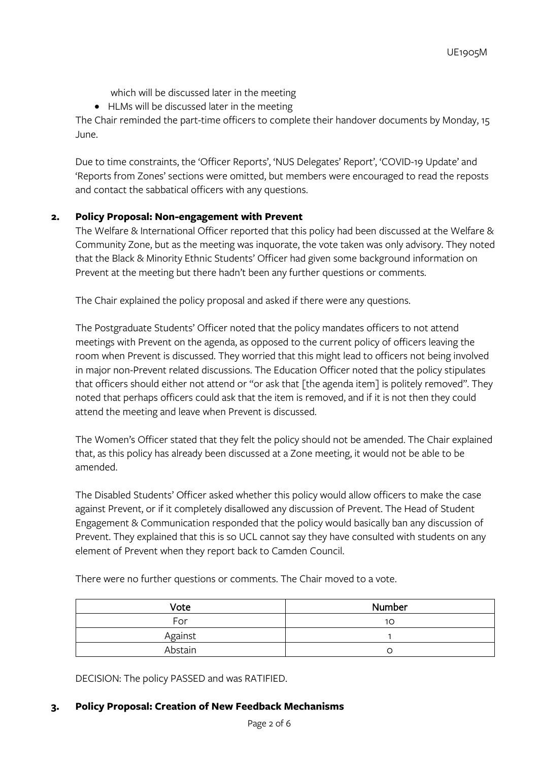which will be discussed later in the meeting

- HLMs will be discussed later in the meeting

The Chair reminded the part-time officers to complete their handover documents by Monday, 15 June.

Due to time constraints, the 'Officer Reports', 'NUS Delegates' Report', 'COVID-19 Update' and 'Reports from Zones' sections were omitted, but members were encouraged to read the reposts and contact the sabbatical officers with any questions.

## 2. Policy Proposal: Non-engagement with Prevent

The Welfare & International Officer reported that this policy had been discussed at the Welfare & Community Zone, but as the meeting was inquorate, the vote taken was only advisory. They noted that the Black & Minority Ethnic Students' Officer had given some background information on Prevent at the meeting but there hadn't been any further questions or comments.

The Chair explained the policy proposal and asked if there were any questions.

The Postgraduate Students' Officer noted that the policy mandates officers to not attend meetings with Prevent on the agenda, as opposed to the current policy of officers leaving the room when Prevent is discussed. They worried that this might lead to officers not being involved in major non-Prevent related discussions. The Education Officer noted that the policy stipulates that officers should either not attend or "or ask that [the agenda item] is politely removed". They noted that perhaps officers could ask that the item is removed, and if it is not then they could attend the meeting and leave when Prevent is discussed.

The Women's Officer stated that they felt the policy should not be amended. The Chair explained that, as this policy has already been discussed at a Zone meeting, it would not be able to be amended.

The Disabled Students' Officer asked whether this policy would allow officers to make the case against Prevent, or if it completely disallowed any discussion of Prevent. The Head of Student Engagement & Communication responded that the policy would basically ban any discussion of Prevent. They explained that this is so UCL cannot say they have consulted with students on any element of Prevent when they report back to Camden Council.

There were no further questions or comments. The Chair moved to a vote.

| Vote | Number |
| --- | --- |
| For | 10 |
| Against | 1 |
| Abstain | 0 |

DECISION: The policy PASSED and was RATIFIED.

## 3. Policy Proposal: Creation of New Feedback Mechanisms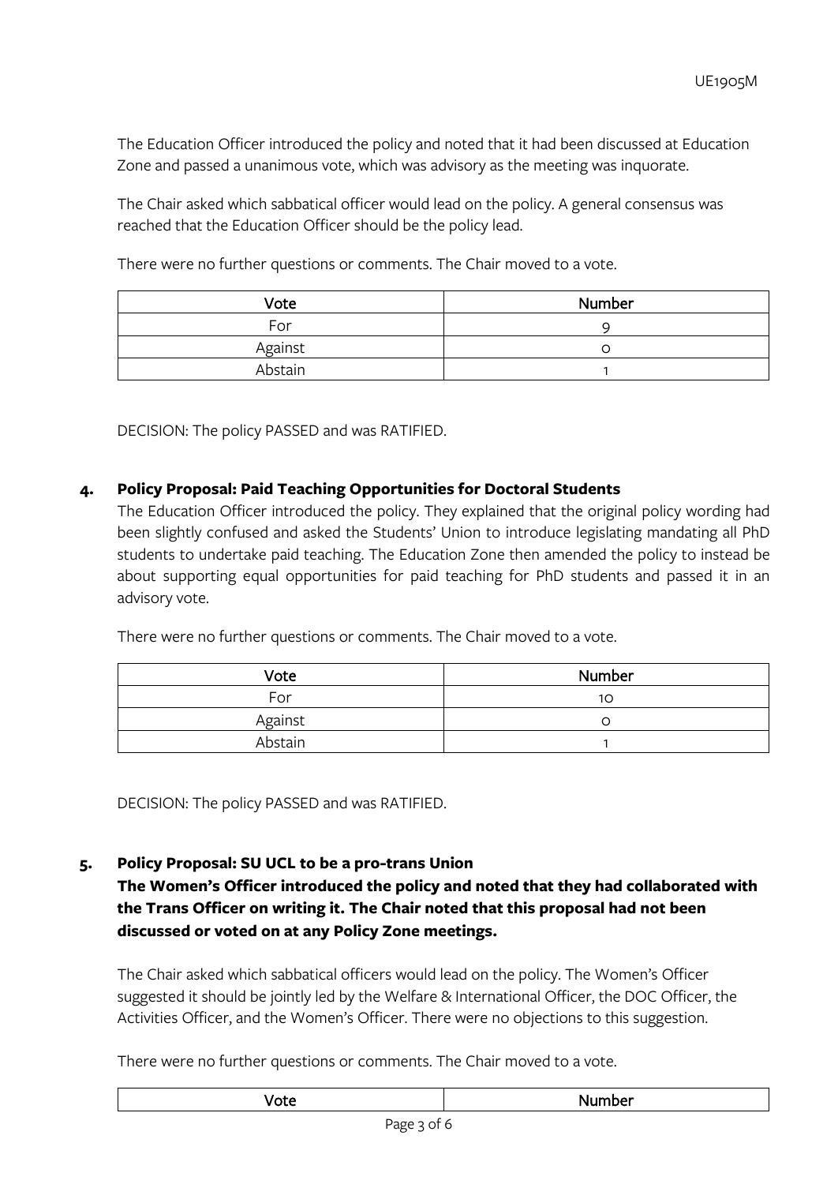The Education Officer introduced the policy and noted that it had been discussed at Education Zone and passed a unanimous vote, which was advisory as the meeting was inquorate.

The Chair asked which sabbatical officer would lead on the policy. A general consensus was reached that the Education Officer should be the policy lead.

There were no further questions or comments. The Chair moved to a vote.

| Vote | Number |
|---|---|
| For | 9 |
| Against | 0 |
| Abstain | 1 |

DECISION: The policy PASSED and was RATIFIED.

## 4. Policy Proposal: Paid Teaching Opportunities for Doctoral Students

The Education Officer introduced the policy. They explained that the original policy wording had been slightly confused and asked the Students' Union to introduce legislating mandating all PhD students to undertake paid teaching. The Education Zone then amended the policy to instead be about supporting equal opportunities for paid teaching for PhD students and passed it in an advisory vote.

There were no further questions or comments. The Chair moved to a vote.

| Vote | Number |
|---|---|
| For | 10 |
| Against | 0 |
| Abstain | 1 |

DECISION: The policy PASSED and was RATIFIED.

## 5. Policy Proposal: SU UCL to be a pro-trans Union

**The Women's Officer introduced the policy and noted that they had collaborated with the Trans Officer on writing it. The Chair noted that this proposal had not been discussed or voted on at any Policy Zone meetings.**

The Chair asked which sabbatical officers would lead on the policy. The Women's Officer suggested it should be jointly led by the Welfare & International Officer, the DOC Officer, the Activities Officer, and the Women's Officer. There were no objections to this suggestion.

There were no further questions or comments. The Chair moved to a vote.

| Vote | Number |
|---|---|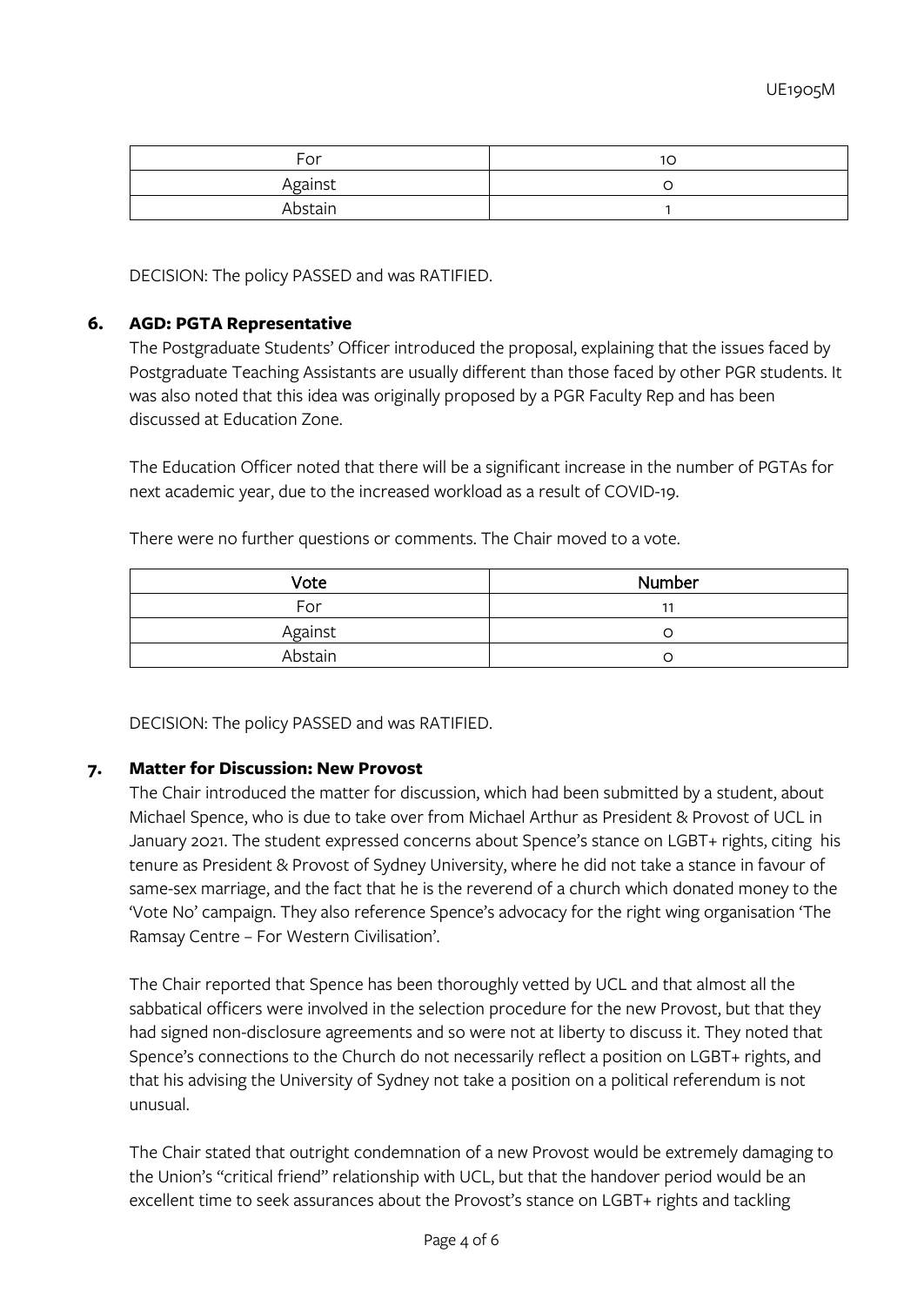| | |
|---|---|
| For | 10 |
| Against | 0 |
| Abstain | 1 |

DECISION: The policy PASSED and was RATIFIED.

## 6. AGD: PGTA Representative

The Postgraduate Students' Officer introduced the proposal, explaining that the issues faced by Postgraduate Teaching Assistants are usually different than those faced by other PGR students. It was also noted that this idea was originally proposed by a PGR Faculty Rep and has been discussed at Education Zone.

The Education Officer noted that there will be a significant increase in the number of PGTAs for next academic year, due to the increased workload as a result of COVID-19.

There were no further questions or comments. The Chair moved to a vote.

| Vote | Number |
|---|---|
| For | 11 |
| Against | 0 |
| Abstain | 0 |

DECISION: The policy PASSED and was RATIFIED.

## 7. Matter for Discussion: New Provost

The Chair introduced the matter for discussion, which had been submitted by a student, about Michael Spence, who is due to take over from Michael Arthur as President & Provost of UCL in January 2021. The student expressed concerns about Spence's stance on LGBT+ rights, citing his tenure as President & Provost of Sydney University, where he did not take a stance in favour of same-sex marriage, and the fact that he is the reverend of a church which donated money to the 'Vote No' campaign. They also reference Spence's advocacy for the right wing organisation 'The Ramsay Centre – For Western Civilisation'.

The Chair reported that Spence has been thoroughly vetted by UCL and that almost all the sabbatical officers were involved in the selection procedure for the new Provost, but that they had signed non-disclosure agreements and so were not at liberty to discuss it. They noted that Spence's connections to the Church do not necessarily reflect a position on LGBT+ rights, and that his advising the University of Sydney not take a position on a political referendum is not unusual.

The Chair stated that outright condemnation of a new Provost would be extremely damaging to the Union's "critical friend" relationship with UCL, but that the handover period would be an excellent time to seek assurances about the Provost's stance on LGBT+ rights and tackling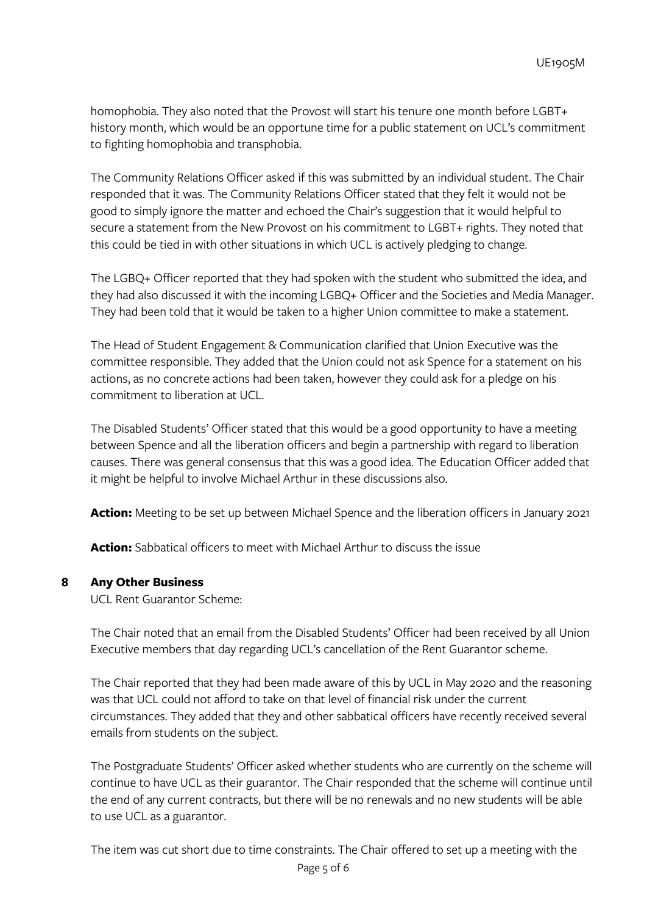homophobia. They also noted that the Provost will start his tenure one month before LGBT+ history month, which would be an opportune time for a public statement on UCL's commitment to fighting homophobia and transphobia.

The Community Relations Officer asked if this was submitted by an individual student. The Chair responded that it was. The Community Relations Officer stated that they felt it would not be good to simply ignore the matter and echoed the Chair's suggestion that it would helpful to secure a statement from the New Provost on his commitment to LGBT+ rights. They noted that this could be tied in with other situations in which UCL is actively pledging to change.

The LGBQ+ Officer reported that they had spoken with the student who submitted the idea, and they had also discussed it with the incoming LGBQ+ Officer and the Societies and Media Manager. They had been told that it would be taken to a higher Union committee to make a statement.

The Head of Student Engagement & Communication clarified that Union Executive was the committee responsible. They added that the Union could not ask Spence for a statement on his actions, as no concrete actions had been taken, however they could ask for a pledge on his commitment to liberation at UCL.

The Disabled Students' Officer stated that this would be a good opportunity to have a meeting between Spence and all the liberation officers and begin a partnership with regard to liberation causes. There was general consensus that this was a good idea. The Education Officer added that it might be helpful to involve Michael Arthur in these discussions also.

**Action:** Meeting to be set up between Michael Spence and the liberation officers in January 2021

**Action:** Sabbatical officers to meet with Michael Arthur to discuss the issue

## 8 Any Other Business

UCL Rent Guarantor Scheme:

The Chair noted that an email from the Disabled Students' Officer had been received by all Union Executive members that day regarding UCL's cancellation of the Rent Guarantor scheme.

The Chair reported that they had been made aware of this by UCL in May 2020 and the reasoning was that UCL could not afford to take on that level of financial risk under the current circumstances. They added that they and other sabbatical officers have recently received several emails from students on the subject.

The Postgraduate Students' Officer asked whether students who are currently on the scheme will continue to have UCL as their guarantor. The Chair responded that the scheme will continue until the end of any current contracts, but there will be no renewals and no new students will be able to use UCL as a guarantor.

The item was cut short due to time constraints. The Chair offered to set up a meeting with the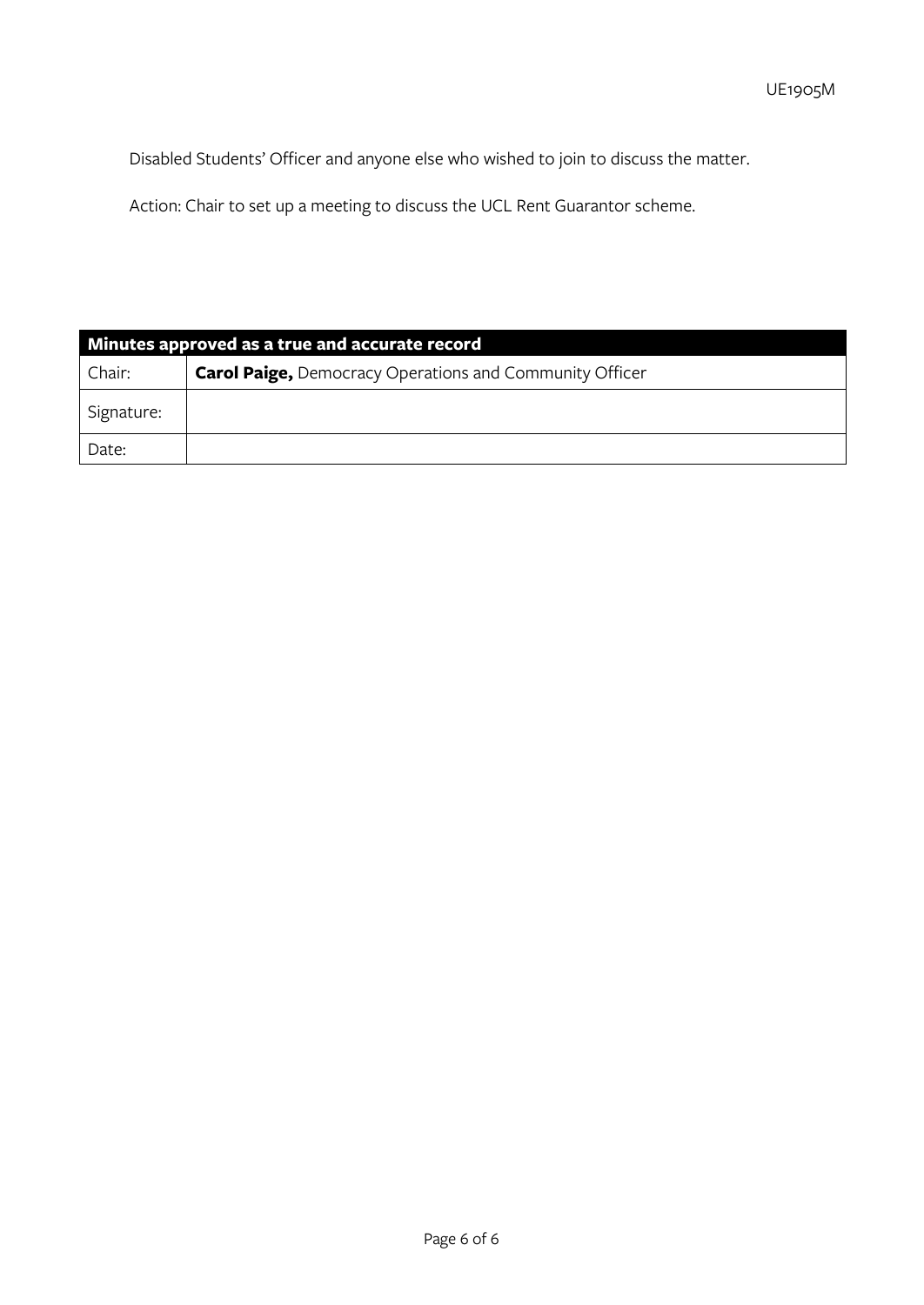Disabled Students' Officer and anyone else who wished to join to discuss the matter.

Action: Chair to set up a meeting to discuss the UCL Rent Guarantor scheme.

| **Minutes approved as a true and accurate record** | |
|---|---|
| Chair: | **Carol Paige,** Democracy Operations and Community Officer |
| Signature: | |
| Date: | |